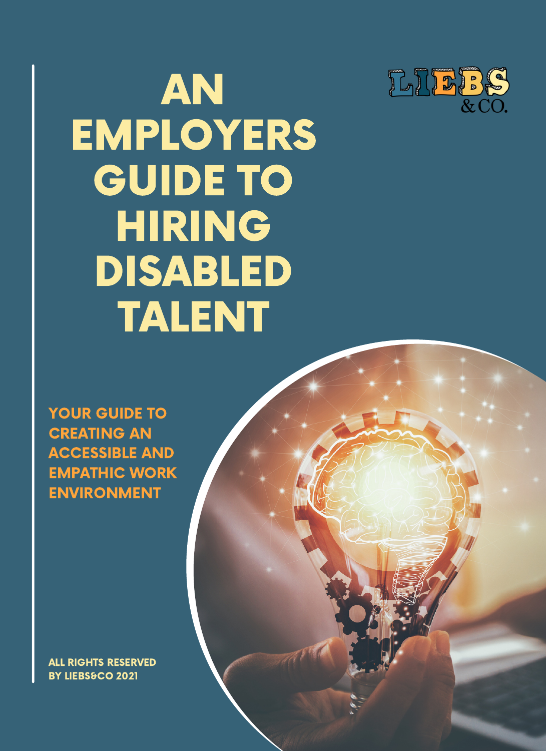# AN EMPLOYERS GUIDE TO HIRING DISABLED TALENT

LIEBS & CO.

**YOUR GUIDE TO CREATING AN ACCESSIBLE AND EMPATHIC WORK ENVIRONMENT**

**ALL RIGHTS RESERVED BY LIEBS&CO 2021**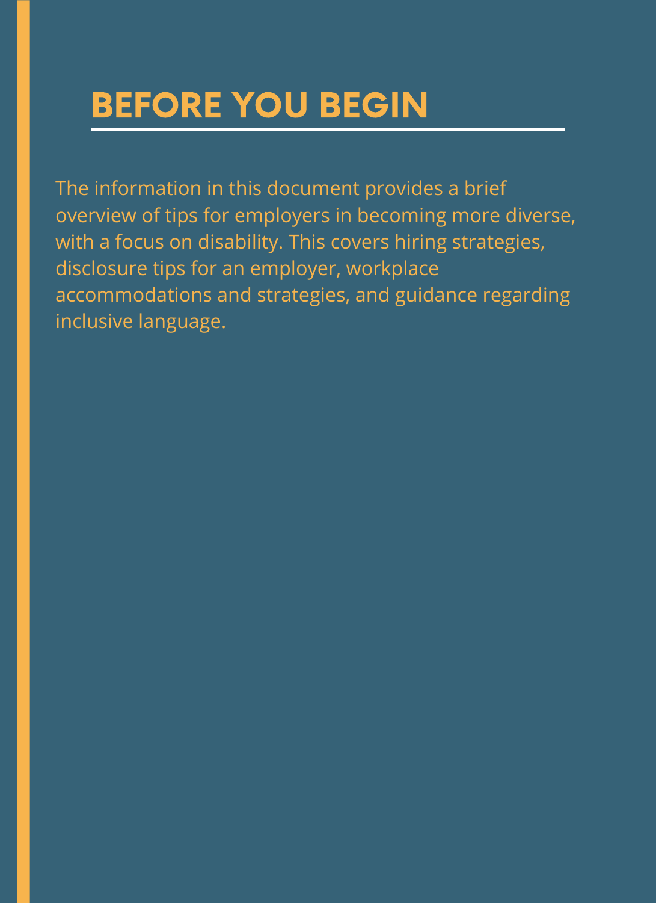# BEFORE YOU BEGIN

The information in this document provides a brief overview of tips for employers in becoming more diverse, with a focus on disability. This covers hiring strategies, disclosure tips for an employer, workplace accommodations and strategies, and guidance regarding inclusive language.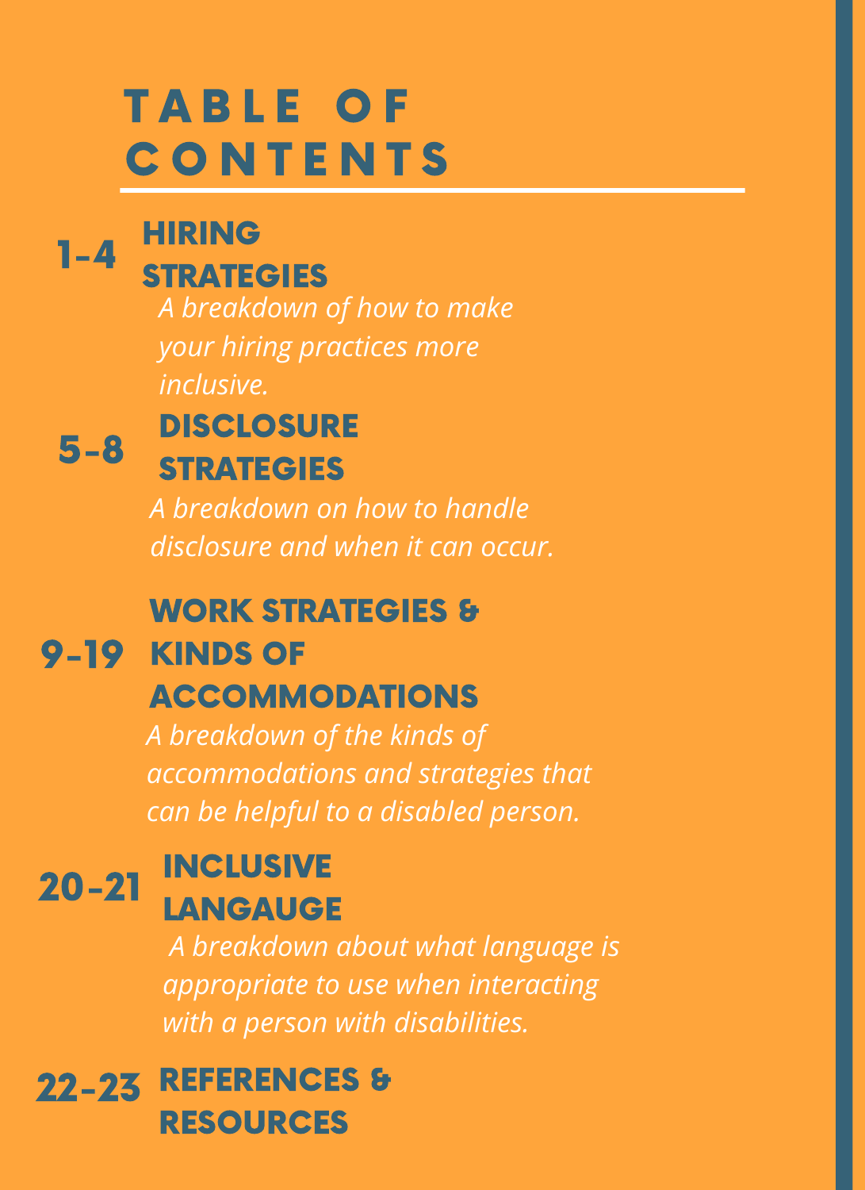# TABLE OF CONTENTS

**1-4** **HIRING STRATEGIES**

*A breakdown of how to make your hiring practices more inclusive.*

**5-8** **DISCLOSURE STRATEGIES**

*A breakdown on how to handle disclosure and when it can occur.*

**9-19** **WORK STRATEGIES & KINDS OF ACCOMMODATIONS**

*A breakdown of the kinds of accommodations and strategies that can be helpful to a disabled person.*

**20-21** **INCLUSIVE LANGAUGE**

*A breakdown about what language is appropriate to use when interacting with a person with disabilities.*

**22-23** **REFERENCES & RESOURCES**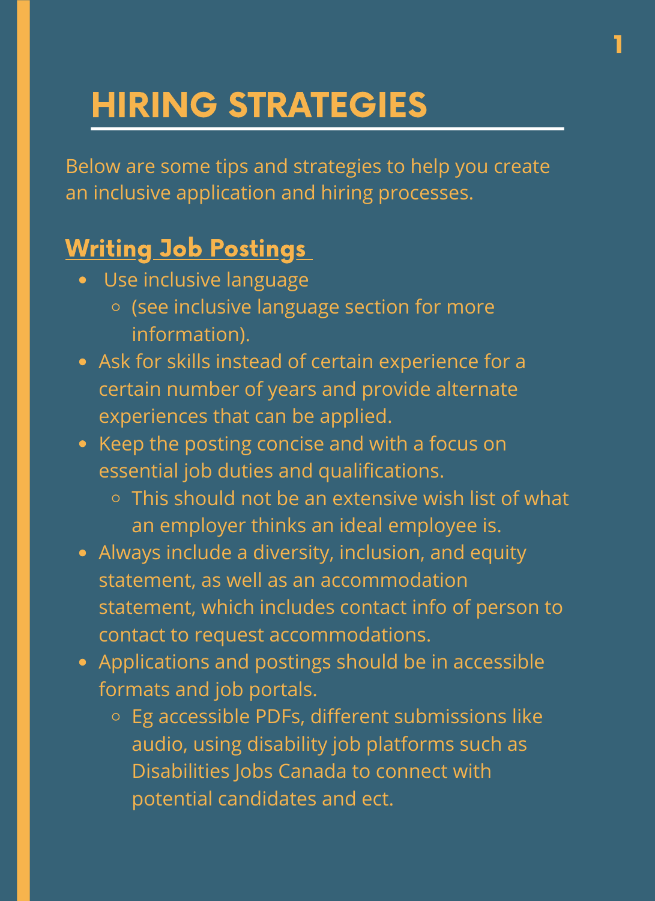# HIRING STRATEGIES

Below are some tips and strategies to help you create an inclusive application and hiring processes.

## Writing Job Postings

- Use inclusive language
  - (see inclusive language section for more information).
- Ask for skills instead of certain experience for a certain number of years and provide alternate experiences that can be applied.
- Keep the posting concise and with a focus on essential job duties and qualifications.
  - This should not be an extensive wish list of what an employer thinks an ideal employee is.
- Always include a diversity, inclusion, and equity statement, as well as an accommodation statement, which includes contact info of person to contact to request accommodations.
- Applications and postings should be in accessible formats and job portals.
  - Eg accessible PDFs, different submissions like audio, using disability job platforms such as Disabilities Jobs Canada to connect with potential candidates and ect.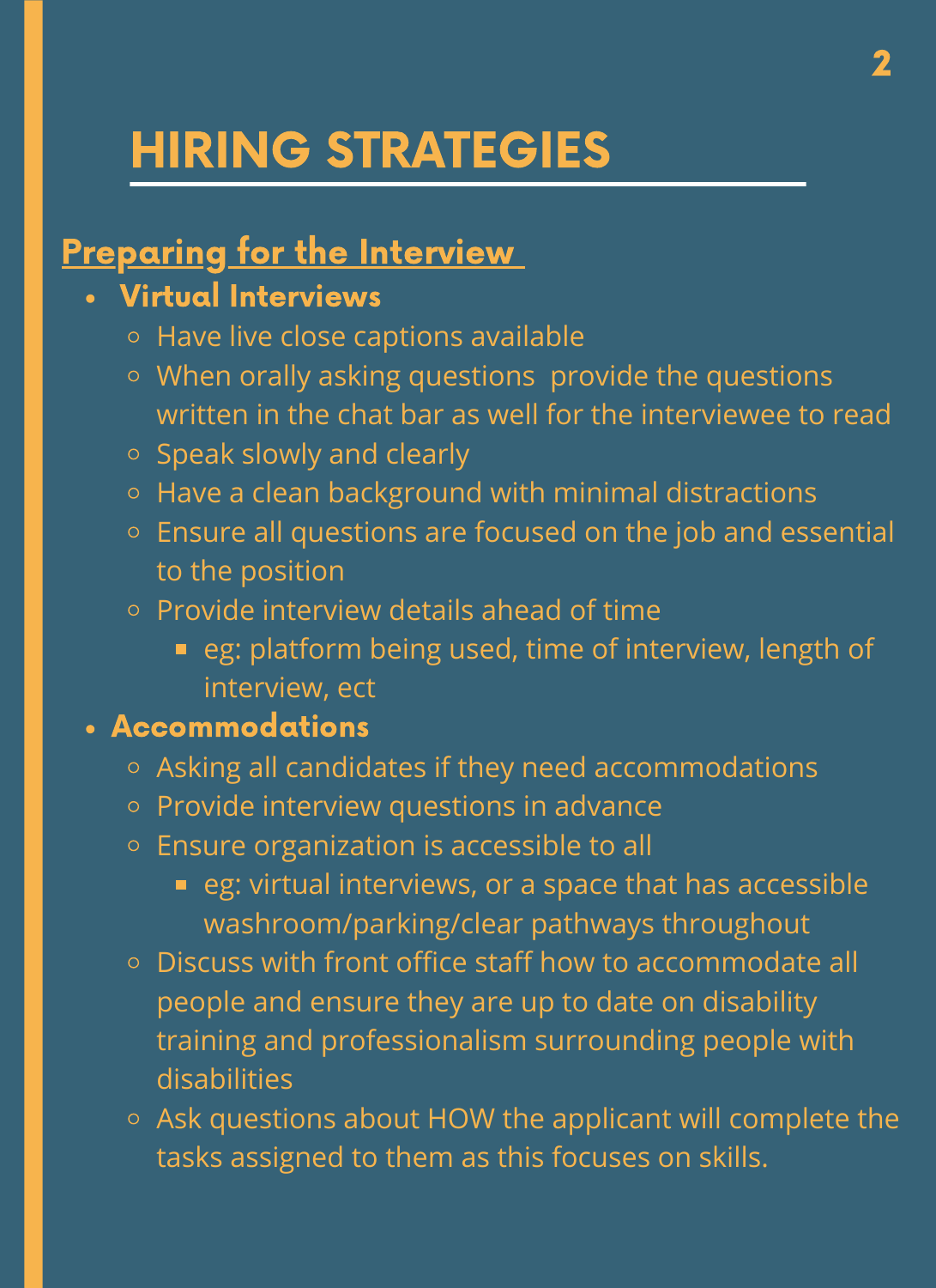# HIRING STRATEGIES

## Preparing for the Interview

- **Virtual Interviews**
  - Have live close captions available
  - When orally asking questions  provide the questions written in the chat bar as well for the interviewee to read
  - Speak slowly and clearly
  - Have a clean background with minimal distractions
  - Ensure all questions are focused on the job and essential to the position
  - Provide interview details ahead of time
    - eg: platform being used, time of interview, length of interview, ect
- **Accommodations**
  - Asking all candidates if they need accommodations
  - Provide interview questions in advance
  - Ensure organization is accessible to all
    - eg: virtual interviews, or a space that has accessible washroom/parking/clear pathways throughout
  - Discuss with front office staff how to accommodate all people and ensure they are up to date on disability training and professionalism surrounding people with disabilities
  - Ask questions about HOW the applicant will complete the tasks assigned to them as this focuses on skills.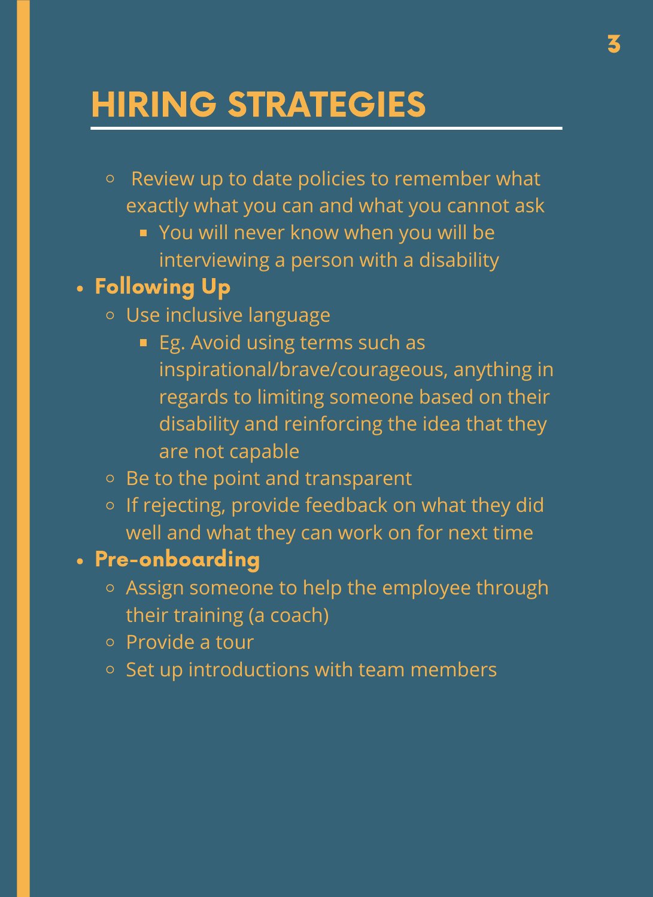## HIRING STRATEGIES

- Review up to date policies to remember what exactly what you can and what you cannot ask
  - You will never know when you will be interviewing a person with a disability

- **Following Up**
  - Use inclusive language
    - Eg. Avoid using terms such as inspirational/brave/courageous, anything in regards to limiting someone based on their disability and reinforcing the idea that they are not capable
  - Be to the point and transparent
  - If rejecting, provide feedback on what they did well and what they can work on for next time
- **Pre-onboarding**
  - Assign someone to help the employee through their training (a coach)
  - Provide a tour
  - Set up introductions with team members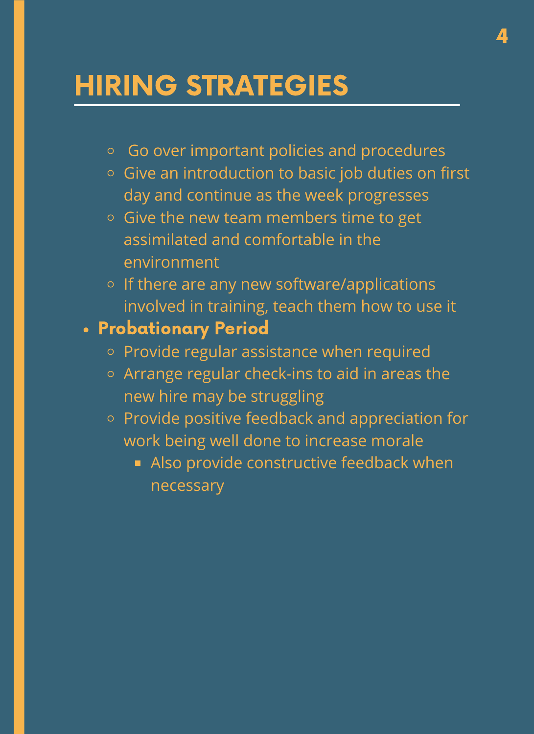# HIRING STRATEGIES

- Go over important policies and procedures
- Give an introduction to basic job duties on first day and continue as the week progresses
- Give the new team members time to get assimilated and comfortable in the environment
- If there are any new software/applications involved in training, teach them how to use it

- **Probationary Period**
  - Provide regular assistance when required
  - Arrange regular check-ins to aid in areas the new hire may be struggling
  - Provide positive feedback and appreciation for work being well done to increase morale
    - Also provide constructive feedback when necessary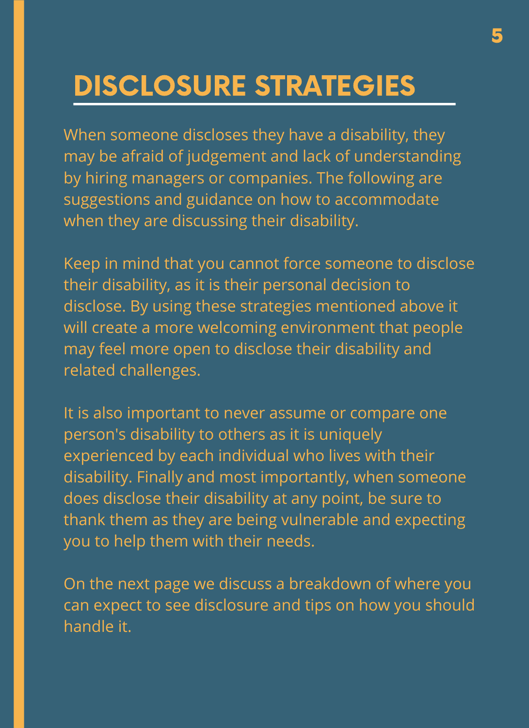# DISCLOSURE STRATEGIES

When someone discloses they have a disability, they may be afraid of judgement and lack of understanding by hiring managers or companies. The following are suggestions and guidance on how to accommodate when they are discussing their disability.

Keep in mind that you cannot force someone to disclose their disability, as it is their personal decision to disclose. By using these strategies mentioned above it will create a more welcoming environment that people may feel more open to disclose their disability and related challenges.

It is also important to never assume or compare one person's disability to others as it is uniquely experienced by each individual who lives with their disability. Finally and most importantly, when someone does disclose their disability at any point, be sure to thank them as they are being vulnerable and expecting you to help them with their needs.

On the next page we discuss a breakdown of where you can expect to see disclosure and tips on how you should handle it.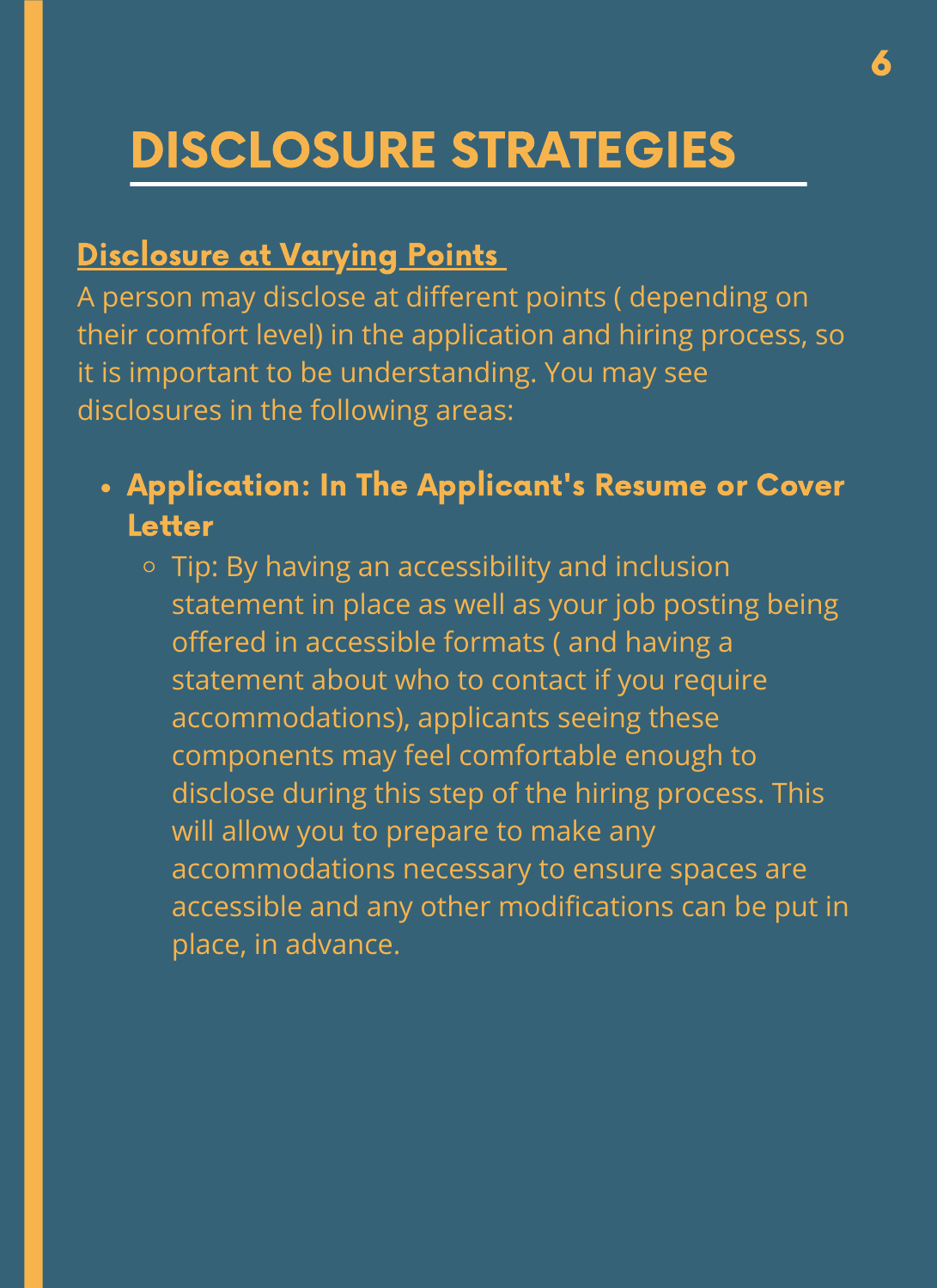# DISCLOSURE STRATEGIES

### Disclosure at Varying Points

A person may disclose at different points ( depending on their comfort level) in the application and hiring process, so it is important to be understanding. You may see disclosures in the following areas:

- **Application: In The Applicant's Resume or Cover Letter**
  - Tip: By having an accessibility and inclusion statement in place as well as your job posting being offered in accessible formats ( and having a statement about who to contact if you require accommodations), applicants seeing these components may feel comfortable enough to disclose during this step of the hiring process. This will allow you to prepare to make any accommodations necessary to ensure spaces are accessible and any other modifications can be put in place, in advance.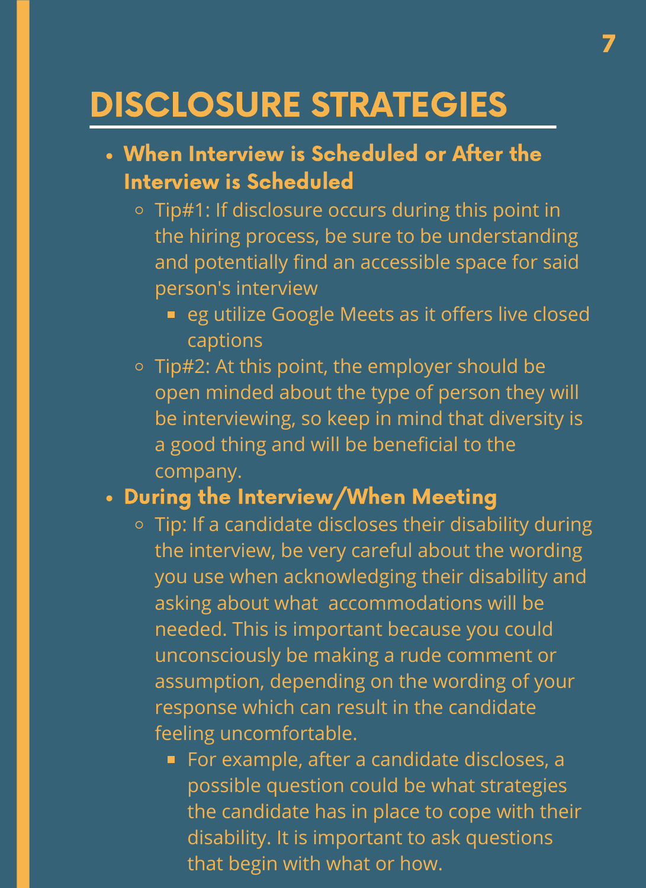# DISCLOSURE STRATEGIES

- **When Interview is Scheduled or After the Interview is Scheduled**
  - Tip#1: If disclosure occurs during this point in the hiring process, be sure to be understanding and potentially find an accessible space for said person's interview
    - eg utilize Google Meets as it offers live closed captions
  - Tip#2: At this point, the employer should be open minded about the type of person they will be interviewing, so keep in mind that diversity is a good thing and will be beneficial to the company.
- **During the Interview/When Meeting**
  - Tip: If a candidate discloses their disability during the interview, be very careful about the wording you use when acknowledging their disability and asking about what accommodations will be needed. This is important because you could unconsciously be making a rude comment or assumption, depending on the wording of your response which can result in the candidate feeling uncomfortable.
    - For example, after a candidate discloses, a possible question could be what strategies the candidate has in place to cope with their disability. It is important to ask questions that begin with what or how.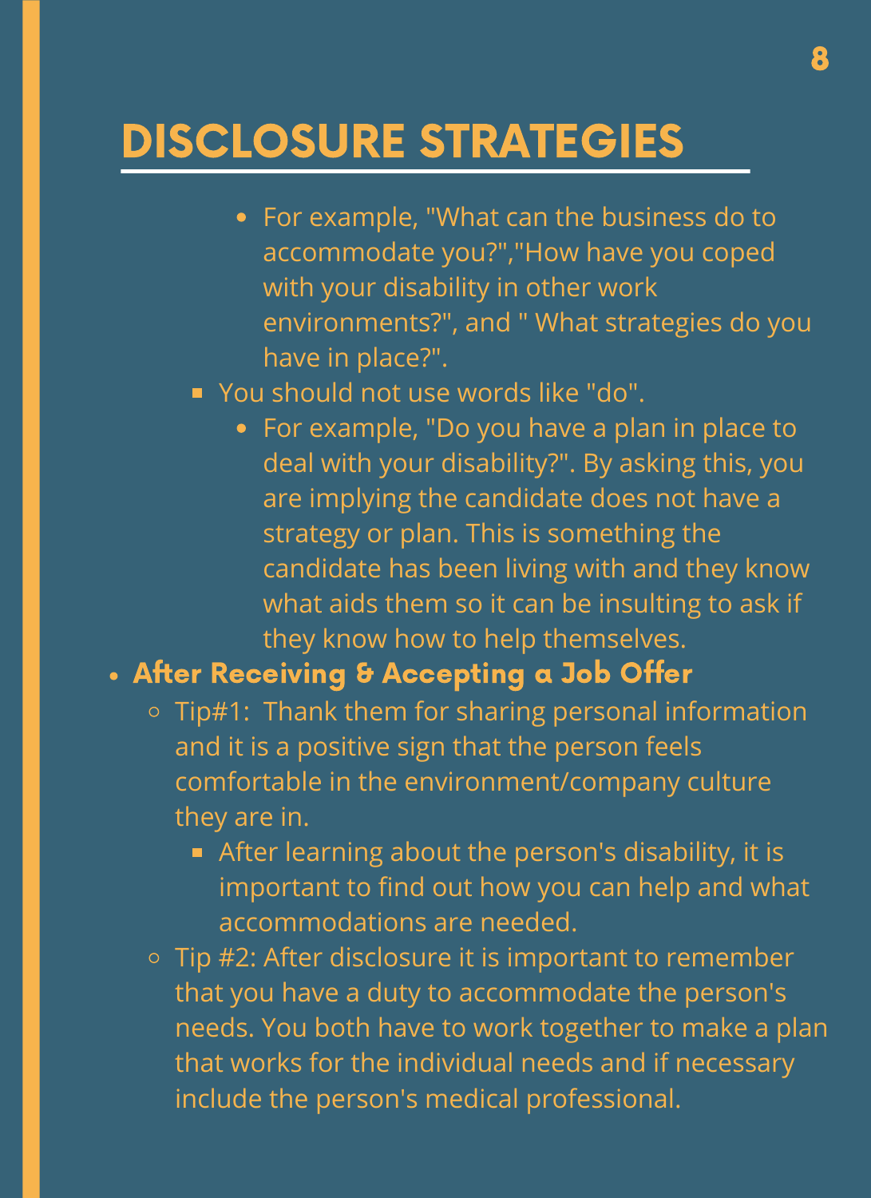# DISCLOSURE STRATEGIES

        - For example, "What can the business do to accommodate you?","How have you coped with your disability in other work environments?", and " What strategies do you have in place?".
    - You should not use words like "do".
        - For example, "Do you have a plan in place to deal with your disability?". By asking this, you are implying the candidate does not have a strategy or plan. This is something the candidate has been living with and they know what aids them so it can be insulting to ask if they know how to help themselves.

- **After Receiving & Accepting a Job Offer**
    - Tip#1:  Thank them for sharing personal information and it is a positive sign that the person feels comfortable in the environment/company culture they are in.
        - After learning about the person's disability, it is important to find out how you can help and what accommodations are needed.
    - Tip #2: After disclosure it is important to remember that you have a duty to accommodate the person's needs. You both have to work together to make a plan that works for the individual needs and if necessary include the person's medical professional.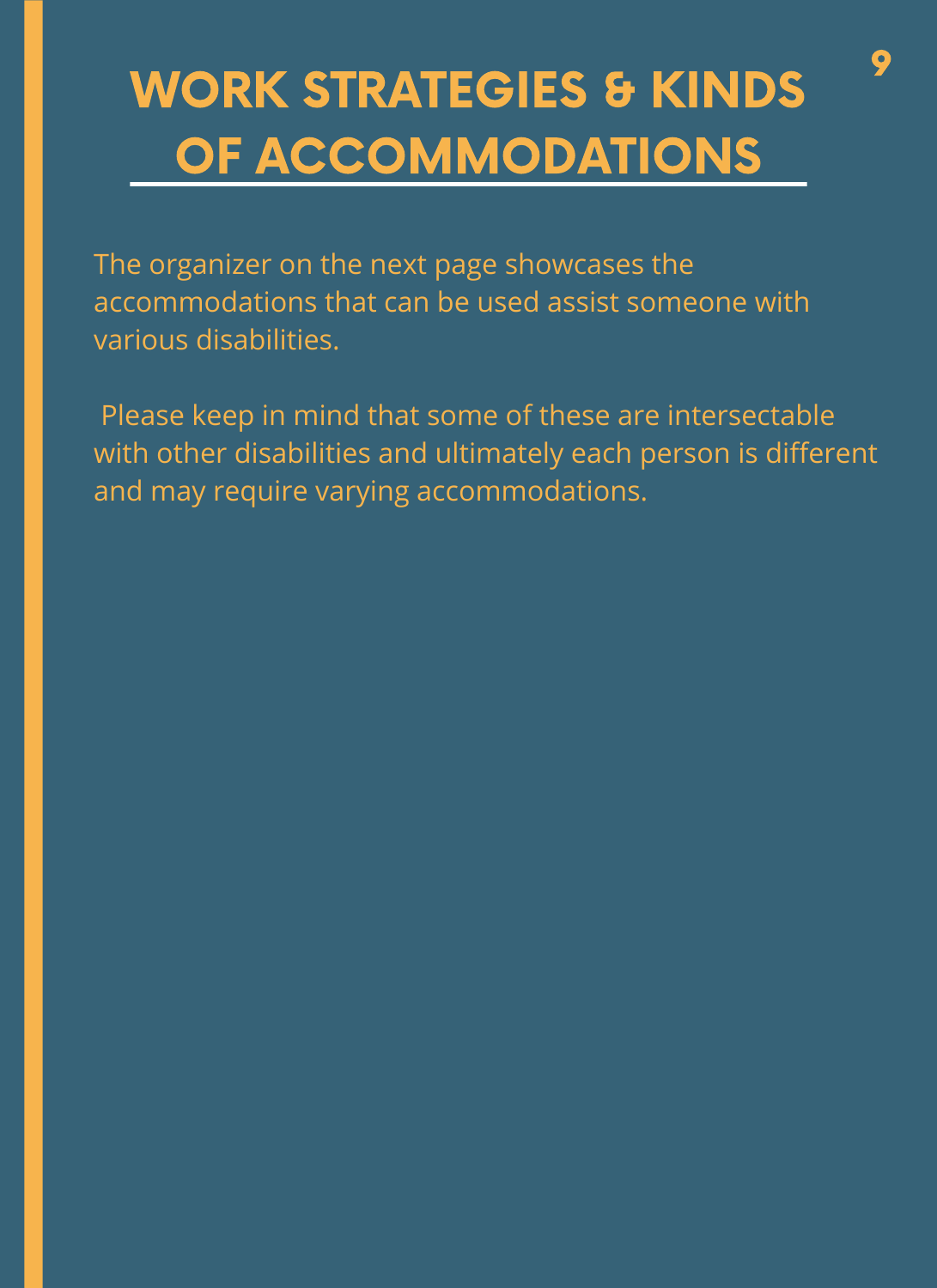# WORK STRATEGIES & KINDS OF ACCOMMODATIONS

The organizer on the next page showcases the accommodations that can be used assist someone with various disabilities.

Please keep in mind that some of these are intersectable with other disabilities and ultimately each person is different and may require varying accommodations.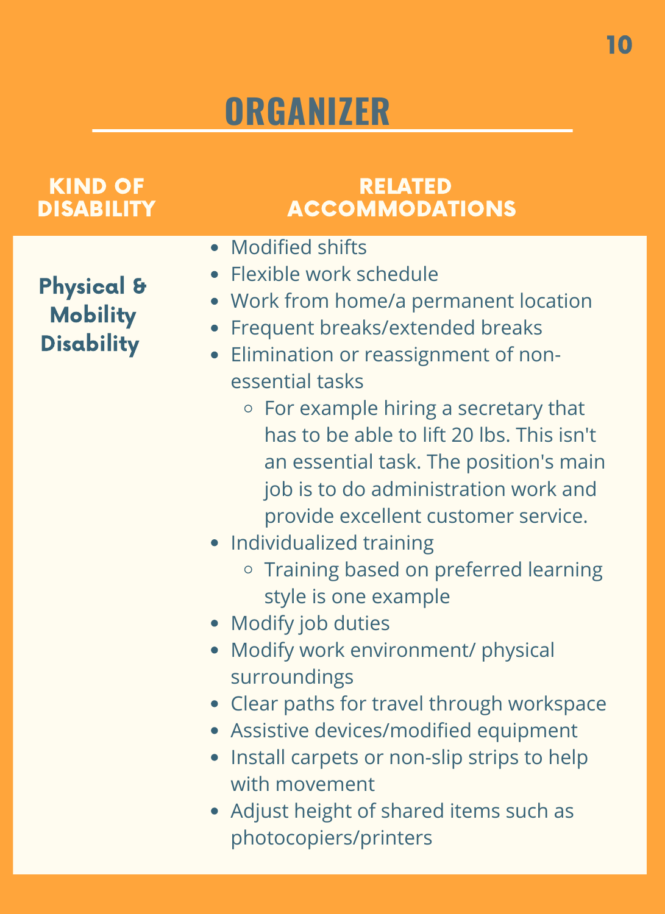# ORGANIZER

| KIND OF DISABILITY | RELATED ACCOMMODATIONS |
| --- | --- |
| **Physical & Mobility Disability** | <ul><li>Modified shifts</li><li>Flexible work schedule</li><li>Work from home/a permanent location</li><li>Frequent breaks/extended breaks</li><li>Elimination or reassignment of non-essential tasks<ul><li>For example hiring a secretary that has to be able to lift 20 lbs. This isn't an essential task. The position's main job is to do administration work and provide excellent customer service.</li></ul></li><li>Individualized training<ul><li>Training based on preferred learning style is one example</li></ul></li><li>Modify job duties</li><li>Modify work environment/ physical surroundings</li><li>Clear paths for travel through workspace</li><li>Assistive devices/modified equipment</li><li>Install carpets or non-slip strips to help with movement</li><li>Adjust height of shared items such as photocopiers/printers</li></ul> |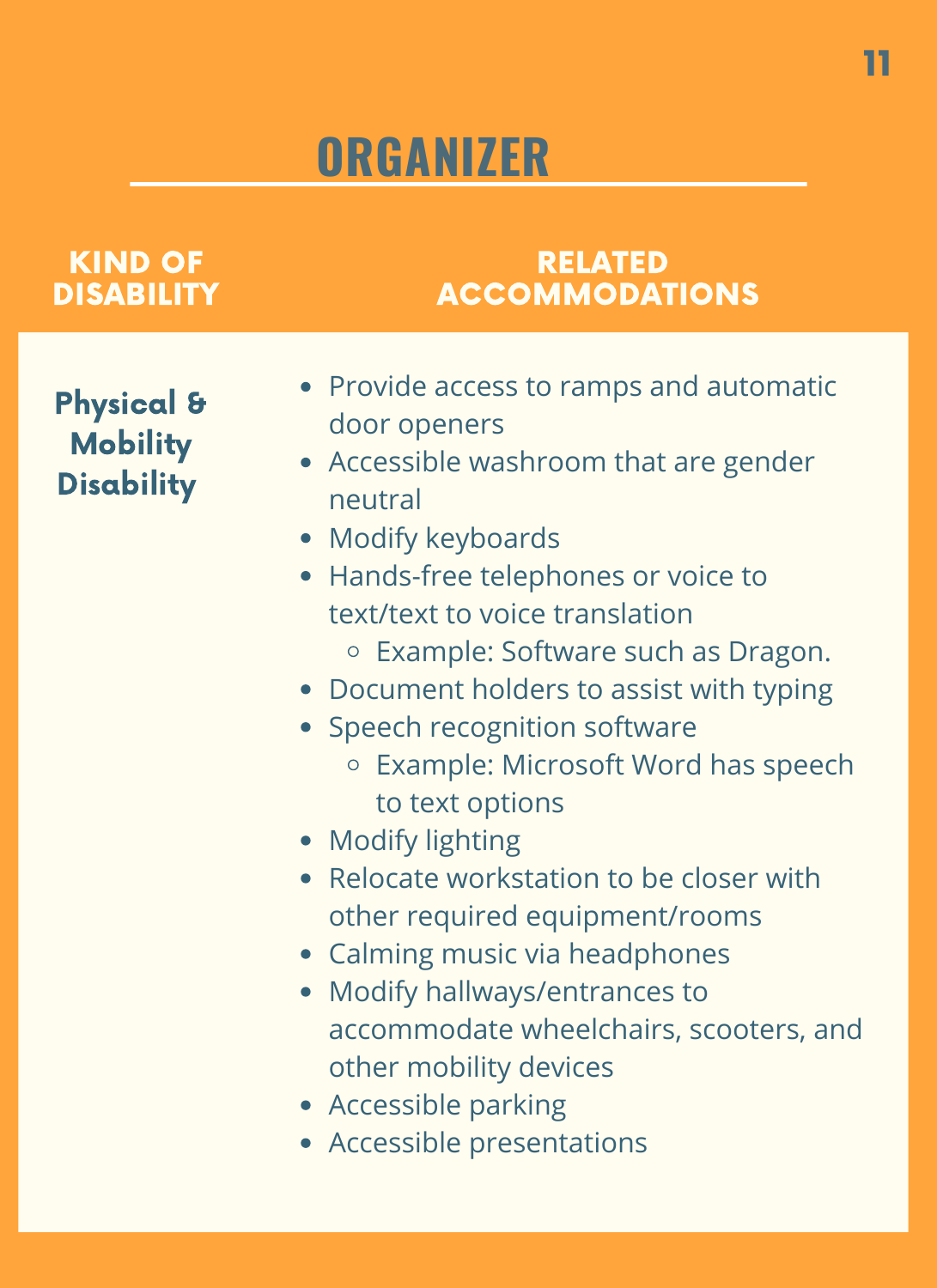# ORGANIZER

| KIND OF DISABILITY | RELATED ACCOMMODATIONS |
| --- | --- |
| **Physical & Mobility Disability** | • Provide access to ramps and automatic door openers<br>• Accessible washroom that are gender neutral<br>• Modify keyboards<br>• Hands-free telephones or voice to text/text to voice translation<br>  ◦ Example: Software such as Dragon.<br>• Document holders to assist with typing<br>• Speech recognition software<br>  ◦ Example: Microsoft Word has speech to text options<br>• Modify lighting<br>• Relocate workstation to be closer with other required equipment/rooms<br>• Calming music via headphones<br>• Modify hallways/entrances to accommodate wheelchairs, scooters, and other mobility devices<br>• Accessible parking<br>• Accessible presentations |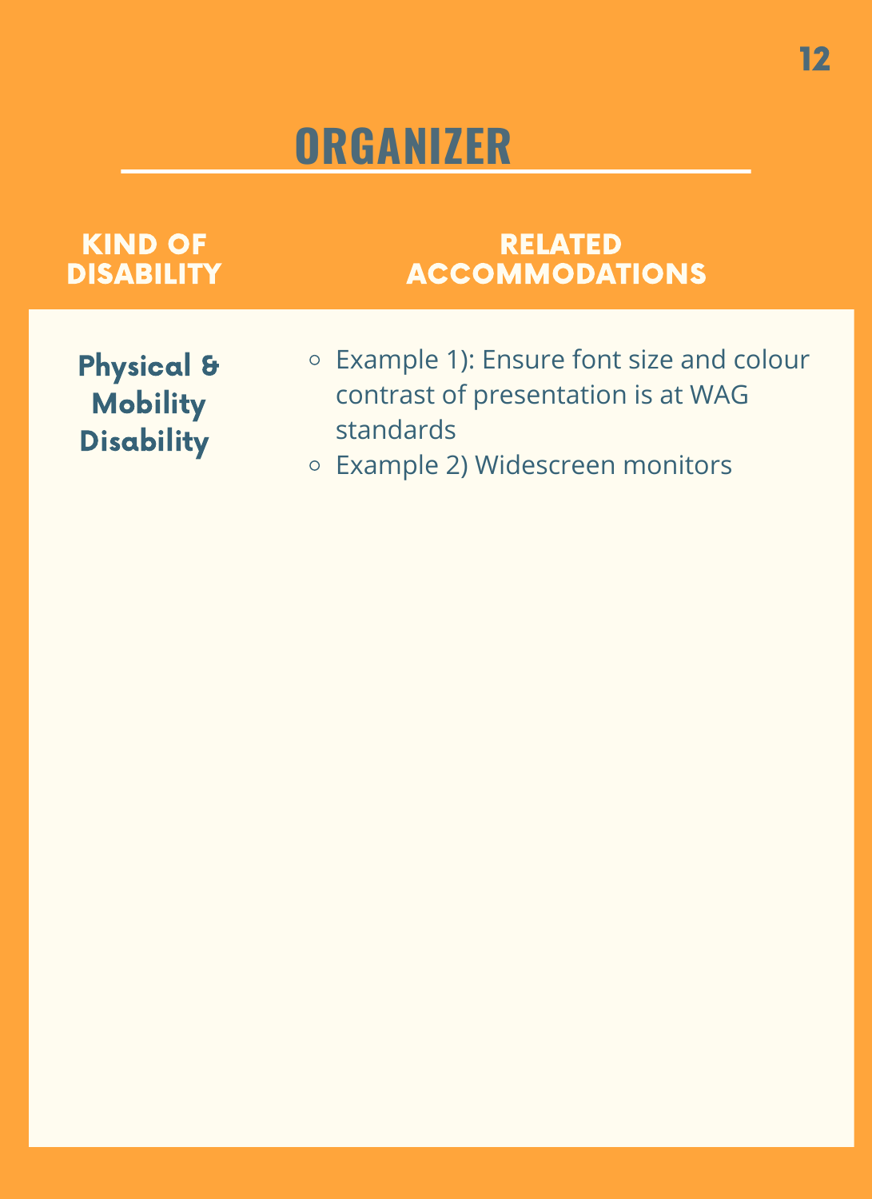# ORGANIZER

| KIND OF DISABILITY | RELATED ACCOMMODATIONS |
| --- | --- |
| **Physical & Mobility Disability** | ◦ Example 1): Ensure font size and colour contrast of presentation is at WAG standards<br>◦ Example 2) Widescreen monitors |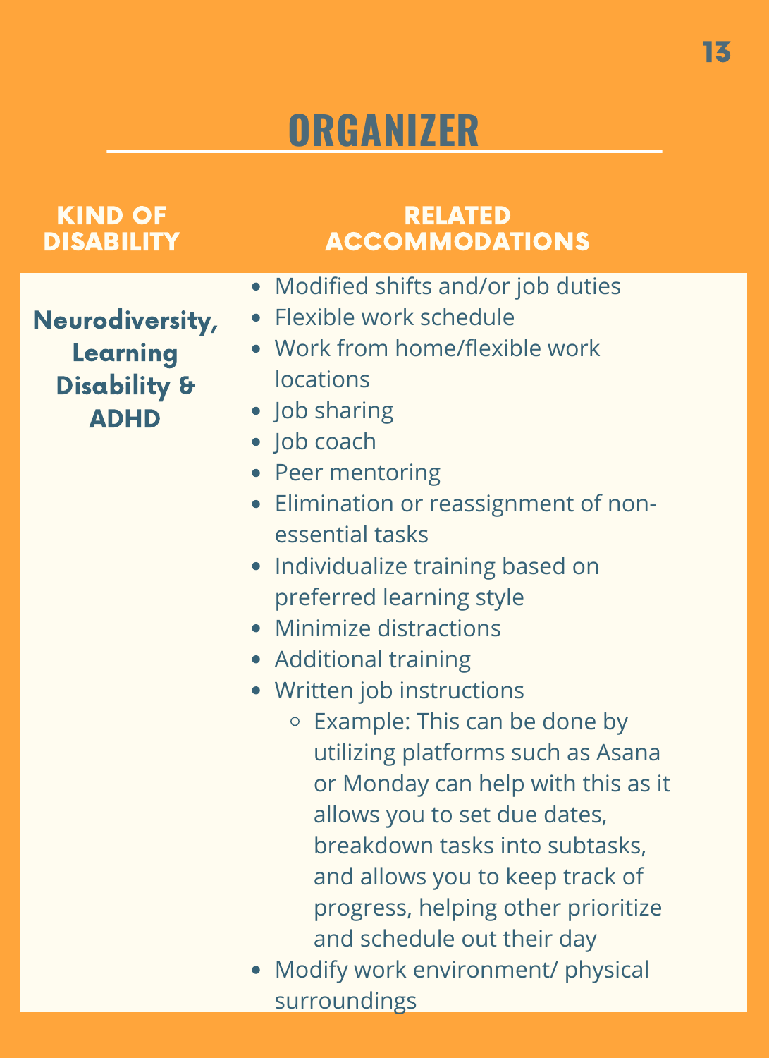# ORGANIZER

| KIND OF DISABILITY | RELATED ACCOMMODATIONS |
| --- | --- |
| **Neurodiversity, Learning Disability & ADHD** | • Modified shifts and/or job duties<br>• Flexible work schedule<br>• Work from home/flexible work locations<br>• Job sharing<br>• Job coach<br>• Peer mentoring<br>• Elimination or reassignment of non-essential tasks<br>• Individualize training based on preferred learning style<br>• Minimize distractions<br>• Additional training<br>• Written job instructions<br>&nbsp;&nbsp;&nbsp;&nbsp;○ Example: This can be done by utilizing platforms such as Asana or Monday can help with this as it allows you to set due dates, breakdown tasks into subtasks, and allows you to keep track of progress, helping other prioritize and schedule out their day<br>• Modify work environment/ physical surroundings |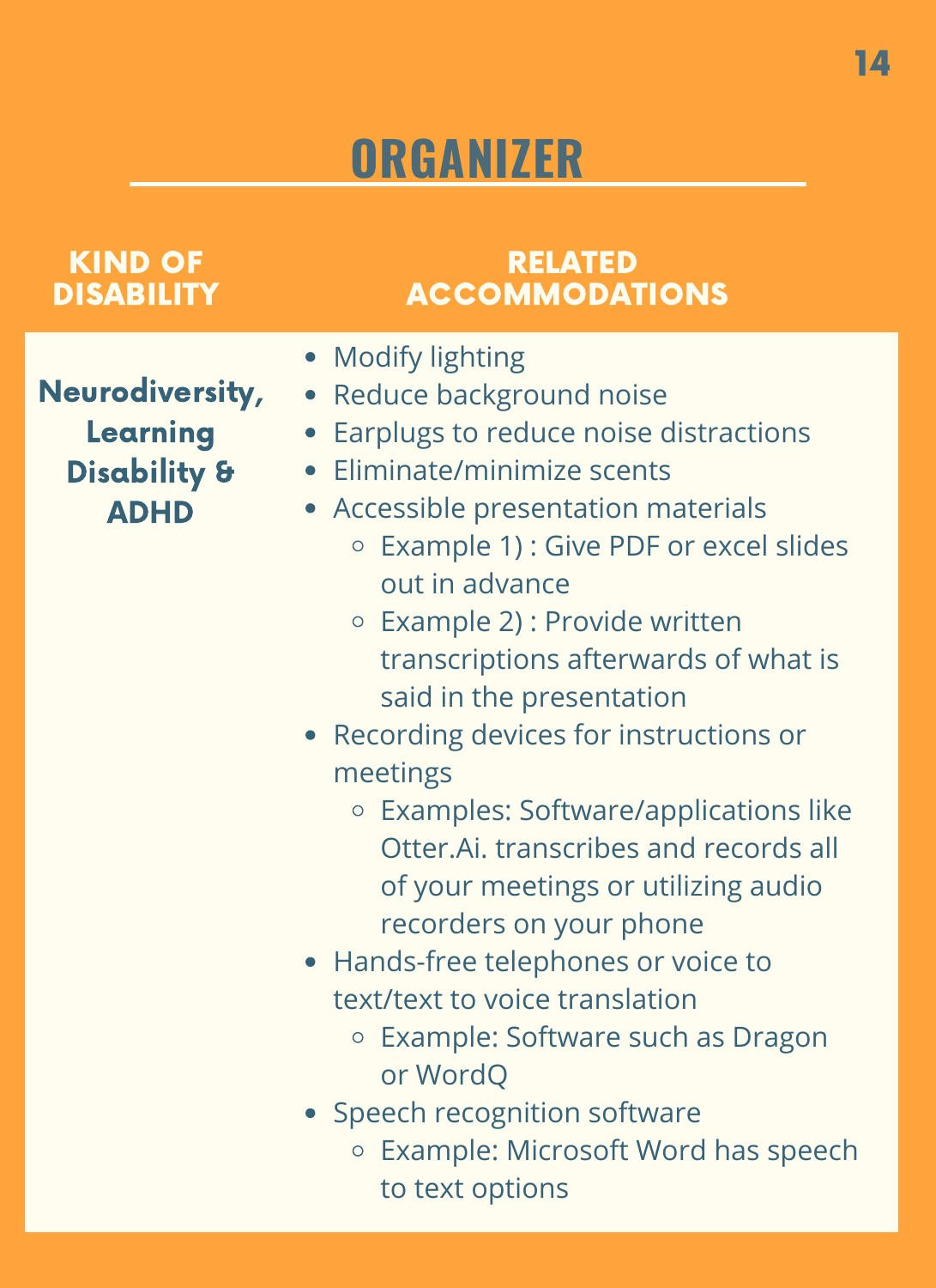# ORGANIZER

| KIND OF DISABILITY | RELATED ACCOMMODATIONS |
| --- | --- |
| **Neurodiversity, Learning Disability & ADHD** | • Modify lighting<br>• Reduce background noise<br>• Earplugs to reduce noise distractions<br>• Eliminate/minimize scents<br>• Accessible presentation materials<br>  ◦ Example 1) : Give PDF or excel slides out in advance<br>  ◦ Example 2) : Provide written transcriptions afterwards of what is said in the presentation<br>• Recording devices for instructions or meetings<br>  ◦ Examples: Software/applications like Otter.Ai. transcribes and records all of your meetings or utilizing audio recorders on your phone<br>• Hands-free telephones or voice to text/text to voice translation<br>  ◦ Example: Software such as Dragon or WordQ<br>• Speech recognition software<br>  ◦ Example: Microsoft Word has speech to text options |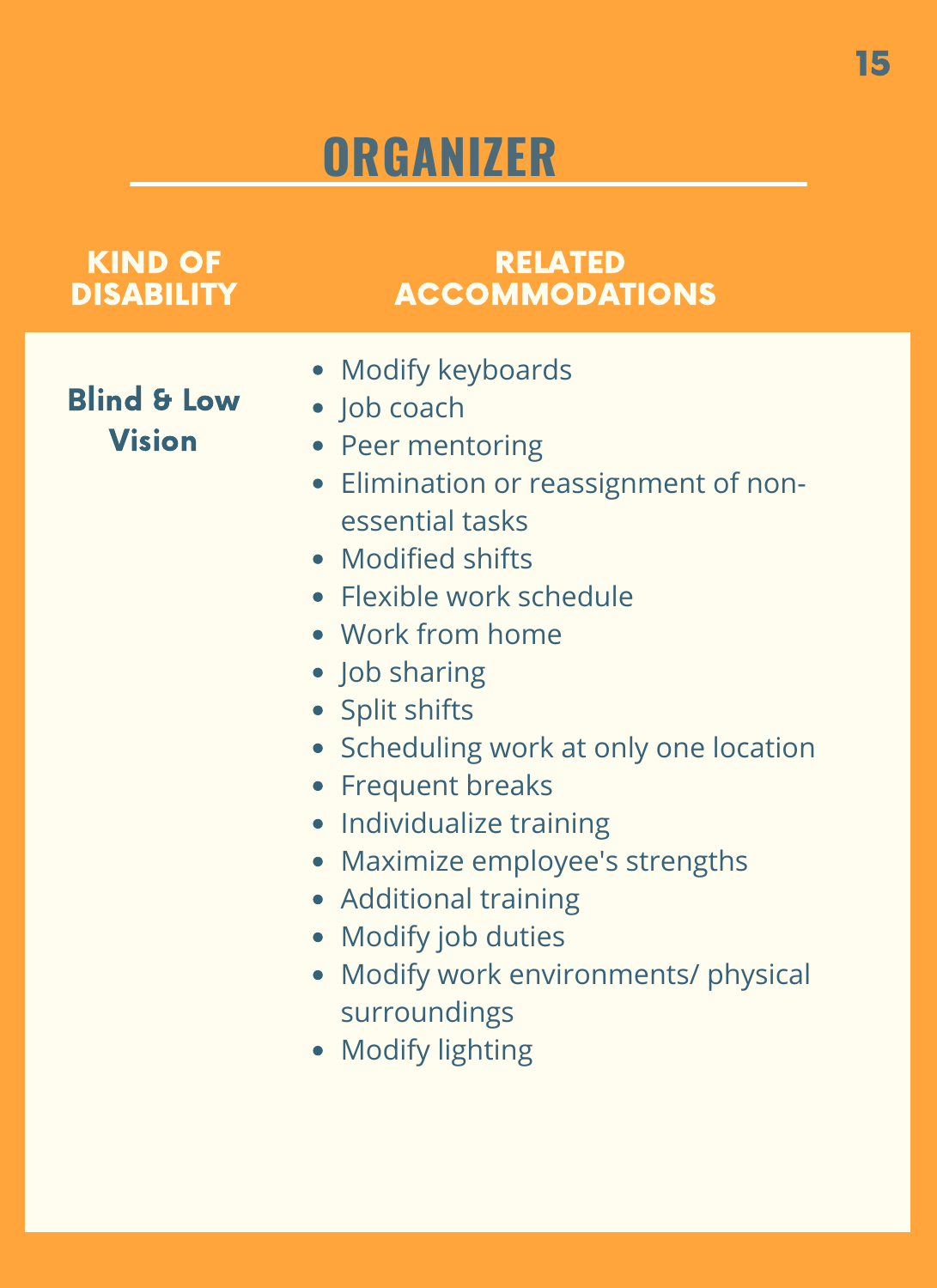# ORGANIZER

| KIND OF DISABILITY | RELATED ACCOMMODATIONS |
| --- | --- |
| **Blind & Low Vision** | • Modify keyboards<br>• Job coach<br>• Peer mentoring<br>• Elimination or reassignment of non-essential tasks<br>• Modified shifts<br>• Flexible work schedule<br>• Work from home<br>• Job sharing<br>• Split shifts<br>• Scheduling work at only one location<br>• Frequent breaks<br>• Individualize training<br>• Maximize employee's strengths<br>• Additional training<br>• Modify job duties<br>• Modify work environments/ physical surroundings<br>• Modify lighting |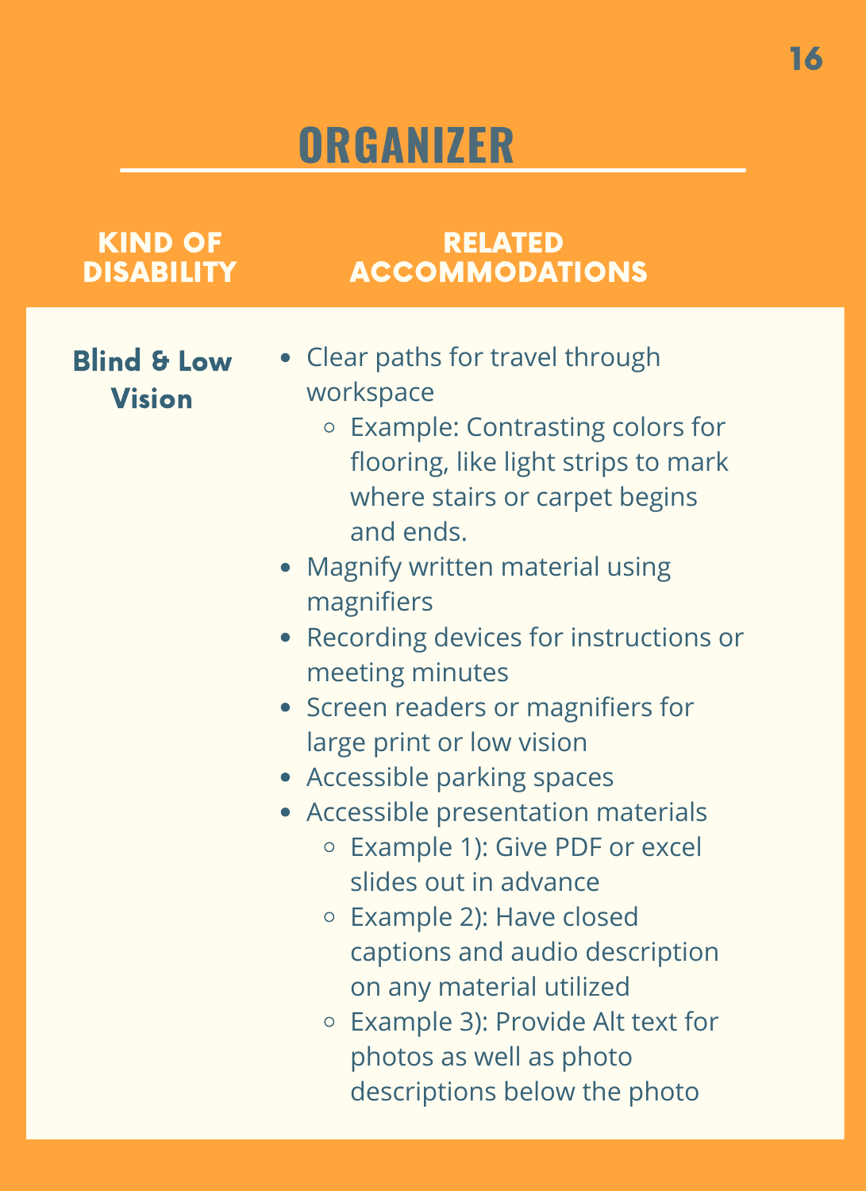# ORGANIZER

| KIND OF DISABILITY | RELATED ACCOMMODATIONS |
|---|---|
| **Blind & Low Vision** | • Clear paths for travel through workspace<br>&nbsp;&nbsp;◦ Example: Contrasting colors for flooring, like light strips to mark where stairs or carpet begins and ends.<br>• Magnify written material using magnifiers<br>• Recording devices for instructions or meeting minutes<br>• Screen readers or magnifiers for large print or low vision<br>• Accessible parking spaces<br>• Accessible presentation materials<br>&nbsp;&nbsp;◦ Example 1): Give PDF or excel slides out in advance<br>&nbsp;&nbsp;◦ Example 2): Have closed captions and audio description on any material utilized<br>&nbsp;&nbsp;◦ Example 3): Provide Alt text for photos as well as photo descriptions below the photo |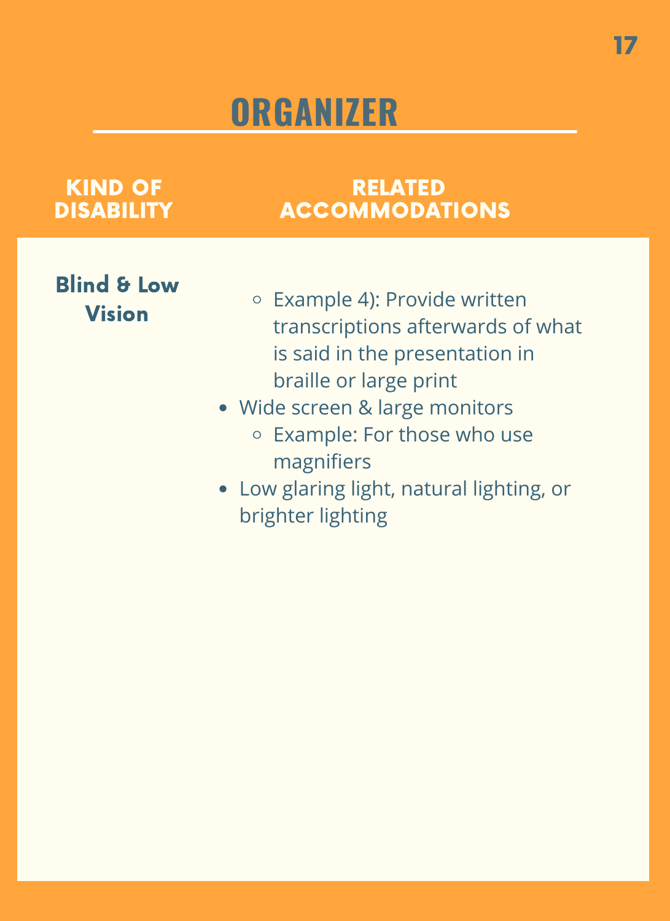## ORGANIZER

| KIND OF DISABILITY | RELATED ACCOMMODATIONS |
| --- | --- |
| **Blind & Low Vision** | ◦ Example 4): Provide written transcriptions afterwards of what is said in the presentation in braille or large print<br>• Wide screen & large monitors<br>◦ Example: For those who use magnifiers<br>• Low glaring light, natural lighting, or brighter lighting |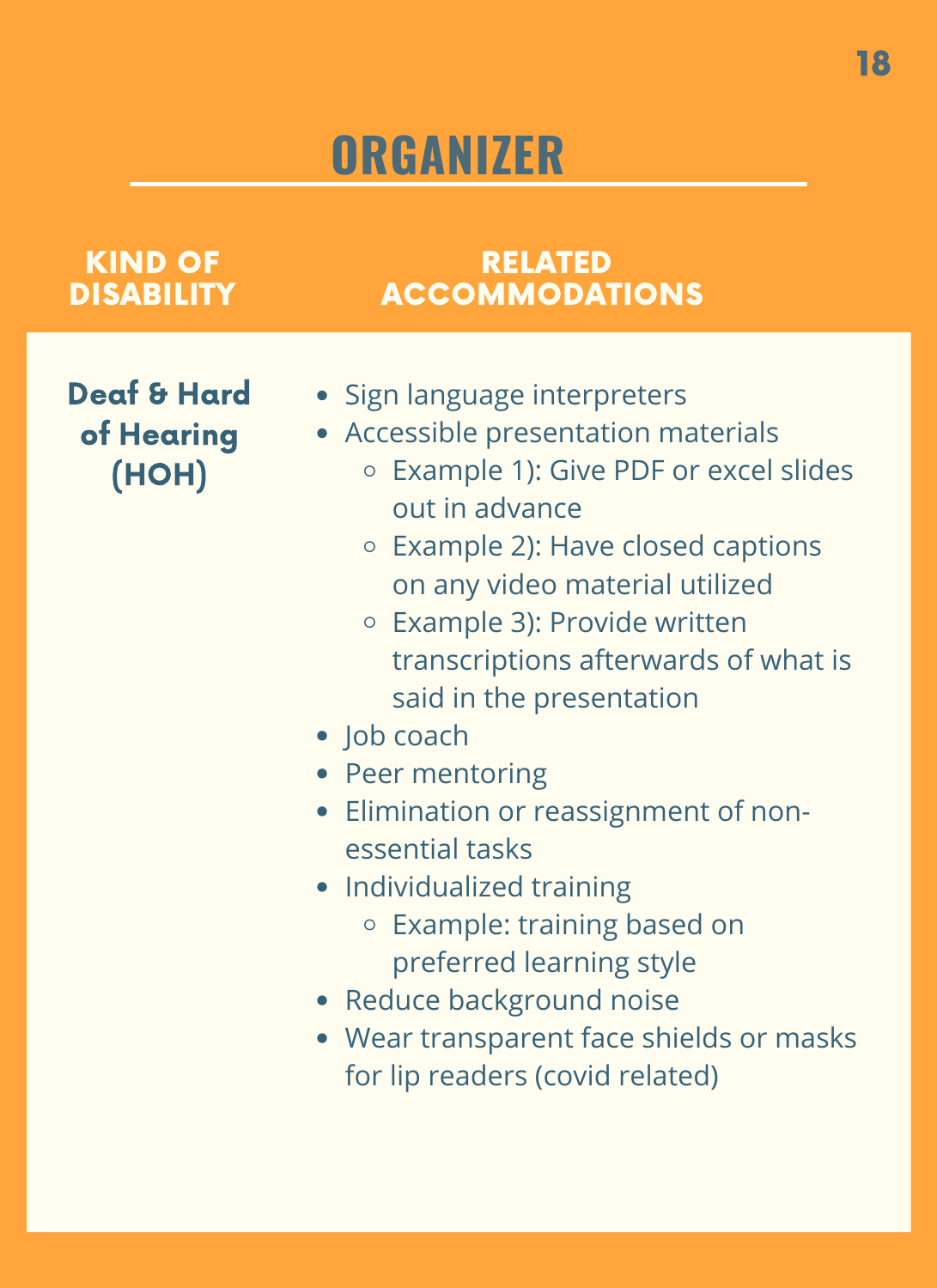# ORGANIZER

| KIND OF DISABILITY | RELATED ACCOMMODATIONS |
|---|---|
| **Deaf & Hard of Hearing (HOH)** | • Sign language interpreters<br>• Accessible presentation materials<br>&nbsp;&nbsp;&nbsp;&nbsp;◦ Example 1): Give PDF or excel slides out in advance<br>&nbsp;&nbsp;&nbsp;&nbsp;◦ Example 2): Have closed captions on any video material utilized<br>&nbsp;&nbsp;&nbsp;&nbsp;◦ Example 3): Provide written transcriptions afterwards of what is said in the presentation<br>• Job coach<br>• Peer mentoring<br>• Elimination or reassignment of non-essential tasks<br>• Individualized training<br>&nbsp;&nbsp;&nbsp;&nbsp;◦ Example: training based on preferred learning style<br>• Reduce background noise<br>• Wear transparent face shields or masks for lip readers (covid related) |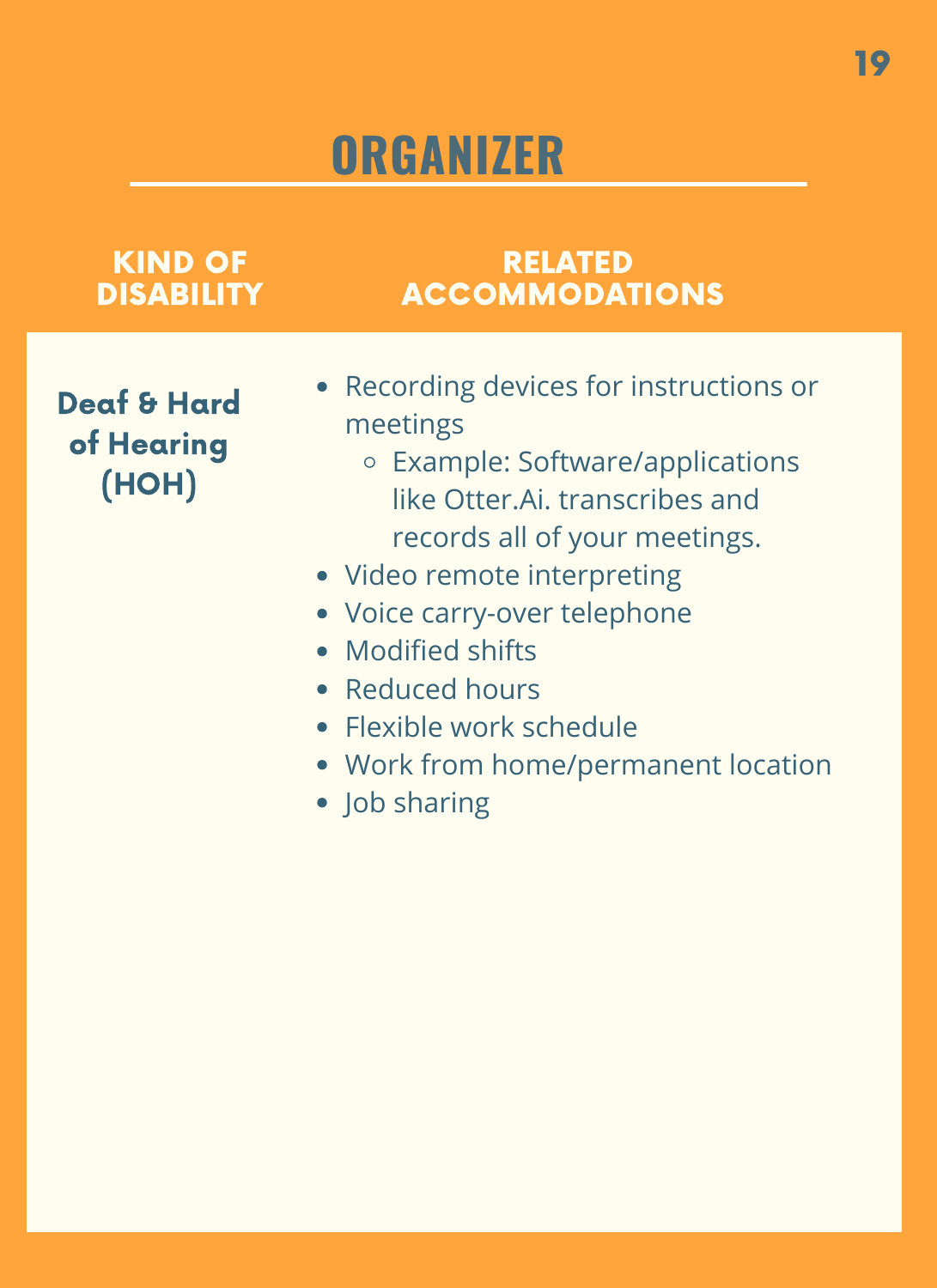# ORGANIZER

| KIND OF DISABILITY | RELATED ACCOMMODATIONS |
|---|---|
| **Deaf & Hard of Hearing (HOH)** | <ul><li>Recording devices for instructions or meetings<ul><li>Example: Software/applications like Otter.Ai. transcribes and records all of your meetings.</li></ul></li><li>Video remote interpreting</li><li>Voice carry-over telephone</li><li>Modified shifts</li><li>Reduced hours</li><li>Flexible work schedule</li><li>Work from home/permanent location</li><li>Job sharing</li></ul> |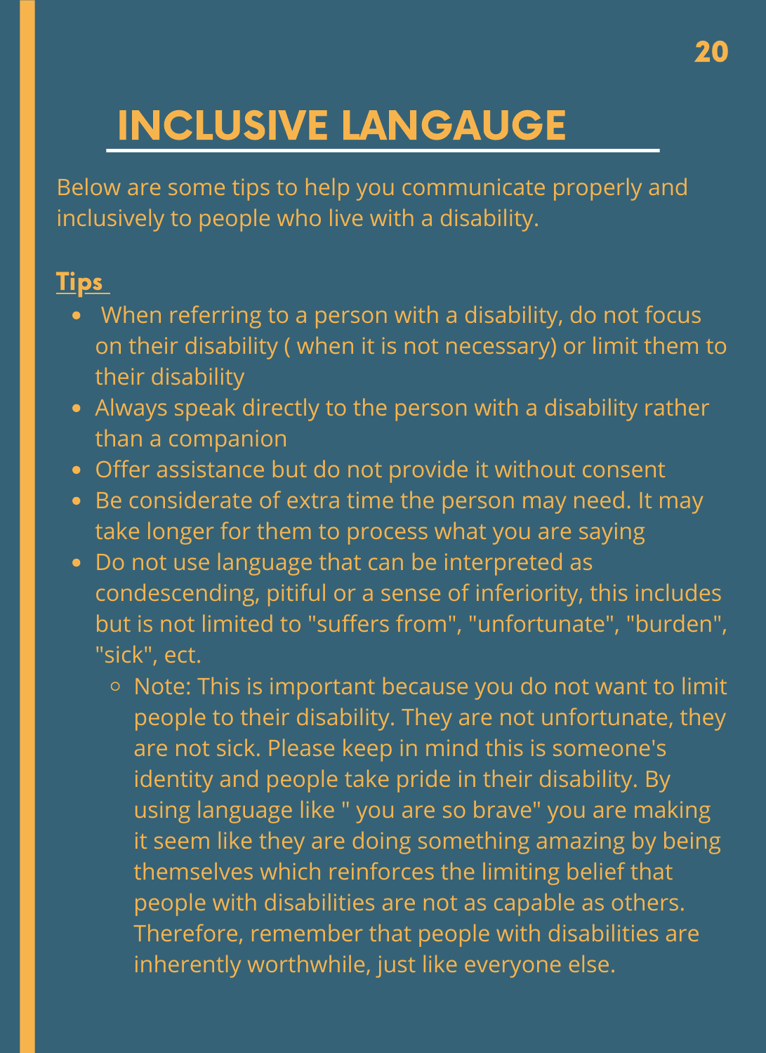# INCLUSIVE LANGAUGE

Below are some tips to help you communicate properly and inclusively to people who live with a disability.

**Tips**

- When referring to a person with a disability, do not focus on their disability ( when it is not necessary) or limit them to their disability
- Always speak directly to the person with a disability rather than a companion
- Offer assistance but do not provide it without consent
- Be considerate of extra time the person may need. It may take longer for them to process what you are saying
- Do not use language that can be interpreted as condescending, pitiful or a sense of inferiority, this includes but is not limited to "suffers from", "unfortunate", "burden", "sick", ect.
    - Note: This is important because you do not want to limit people to their disability. They are not unfortunate, they are not sick. Please keep in mind this is someone's identity and people take pride in their disability. By using language like " you are so brave" you are making it seem like they are doing something amazing by being themselves which reinforces the limiting belief that people with disabilities are not as capable as others. Therefore, remember that people with disabilities are inherently worthwhile, just like everyone else.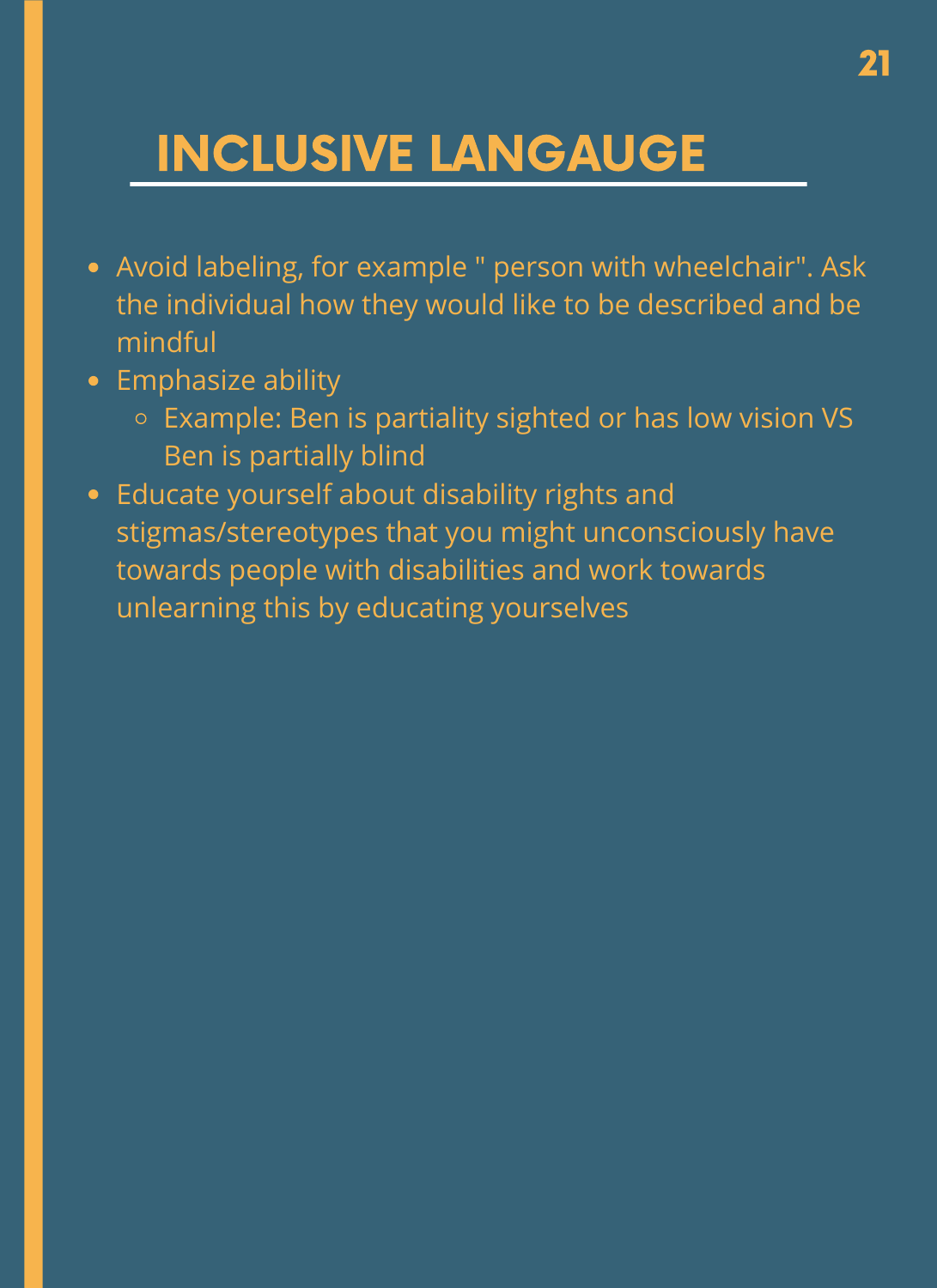# INCLUSIVE LANGAUGE

- Avoid labeling, for example " person with wheelchair". Ask the individual how they would like to be described and be mindful
- Emphasize ability
  - Example: Ben is partiality sighted or has low vision VS Ben is partially blind
- Educate yourself about disability rights and stigmas/stereotypes that you might unconsciously have towards people with disabilities and work towards unlearning this by educating yourselves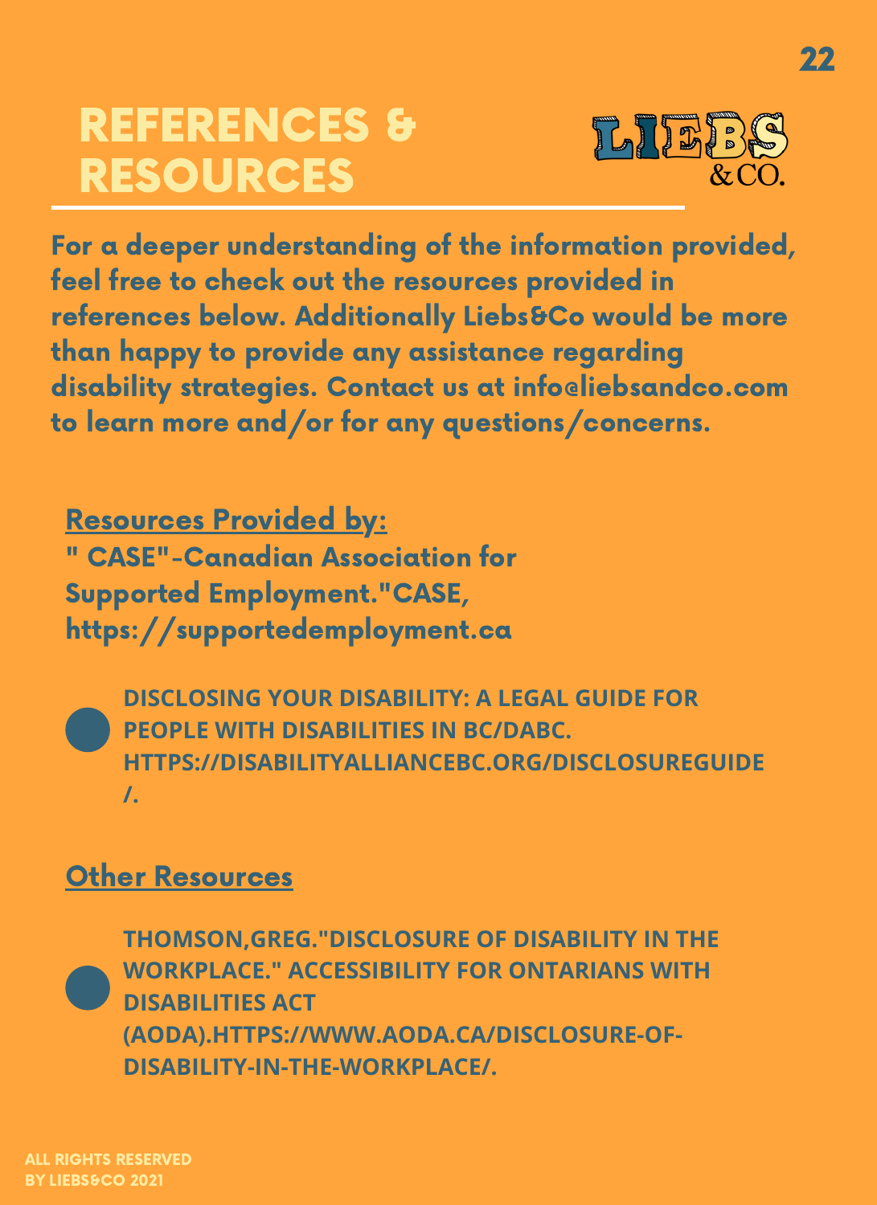# REFERENCES & RESOURCES

LIEBS &CO.

For a deeper understanding of the information provided, feel free to check out the resources provided in references below. Additionally Liebs&Co would be more than happy to provide any assistance regarding disability strategies. Contact us at info@liebsandco.com to learn more and/or for any questions/concerns.

## Resources Provided by:

" CASE"-Canadian Association for Supported Employment."CASE, https://supportedemployment.ca

- DISCLOSING YOUR DISABILITY: A LEGAL GUIDE FOR PEOPLE WITH DISABILITIES IN BC/DABC. HTTPS://DISABILITYALLIANCEBC.ORG/DISCLOSUREGUIDE/.

## Other Resources

- THOMSON,GREG."DISCLOSURE OF DISABILITY IN THE WORKPLACE." ACCESSIBILITY FOR ONTARIANS WITH DISABILITIES ACT (AODA).HTTPS://WWW.AODA.CA/DISCLOSURE-OF-DISABILITY-IN-THE-WORKPLACE/.

ALL RIGHTS RESERVED BY LIEBS&CO 2021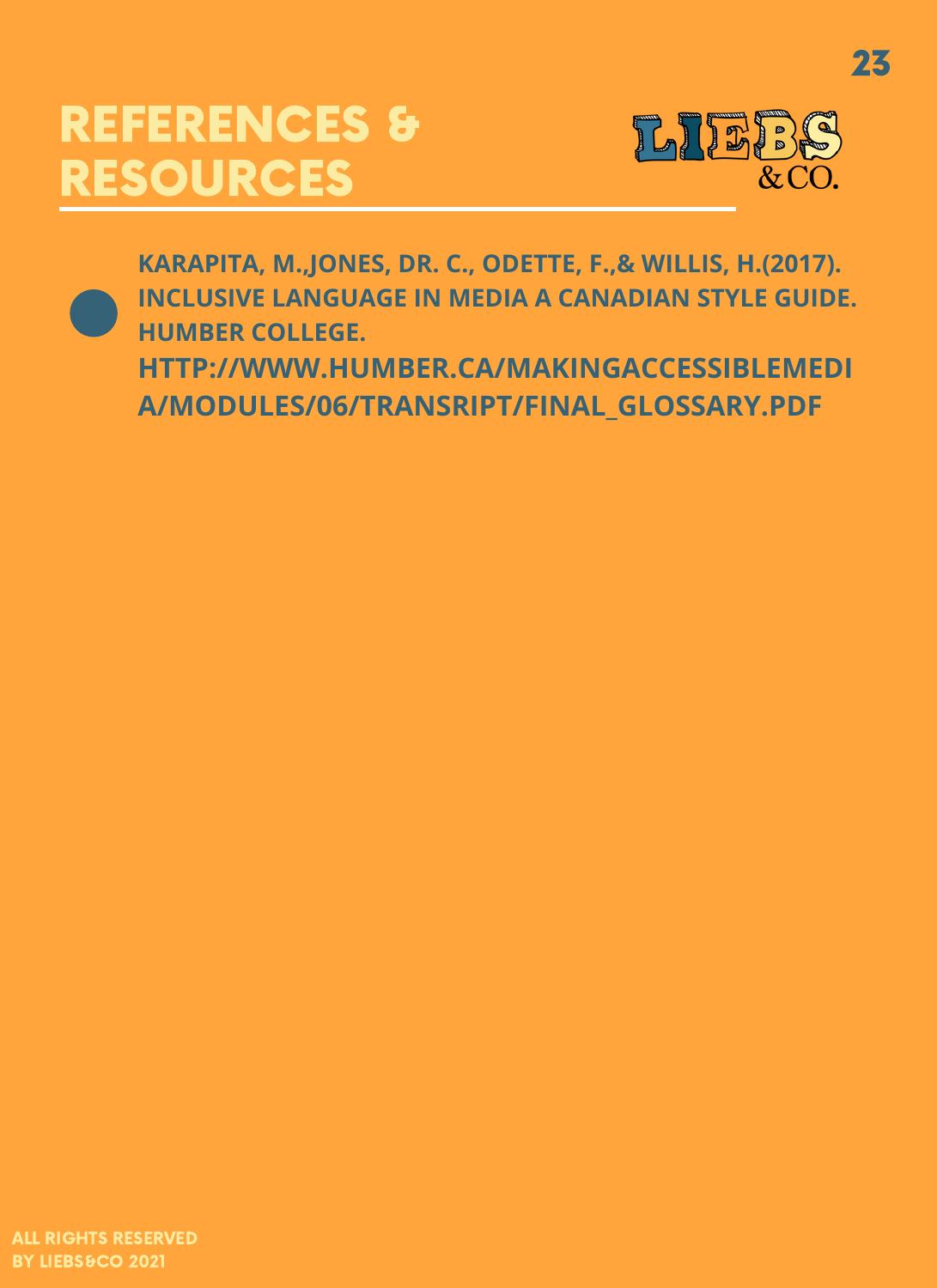# REFERENCES & RESOURCES

- KARAPITA, M.,JONES, DR. C., ODETTE, F.,& WILLIS, H.(2017). INCLUSIVE LANGUAGE IN MEDIA A CANADIAN STYLE GUIDE. HUMBER COLLEGE.
  HTTP://WWW.HUMBER.CA/MAKINGACCESSIBLEMEDIA/MODULES/06/TRANSRIPT/FINAL_GLOSSARY.PDF

ALL RIGHTS RESERVED
BY LIEBS&CO 2021